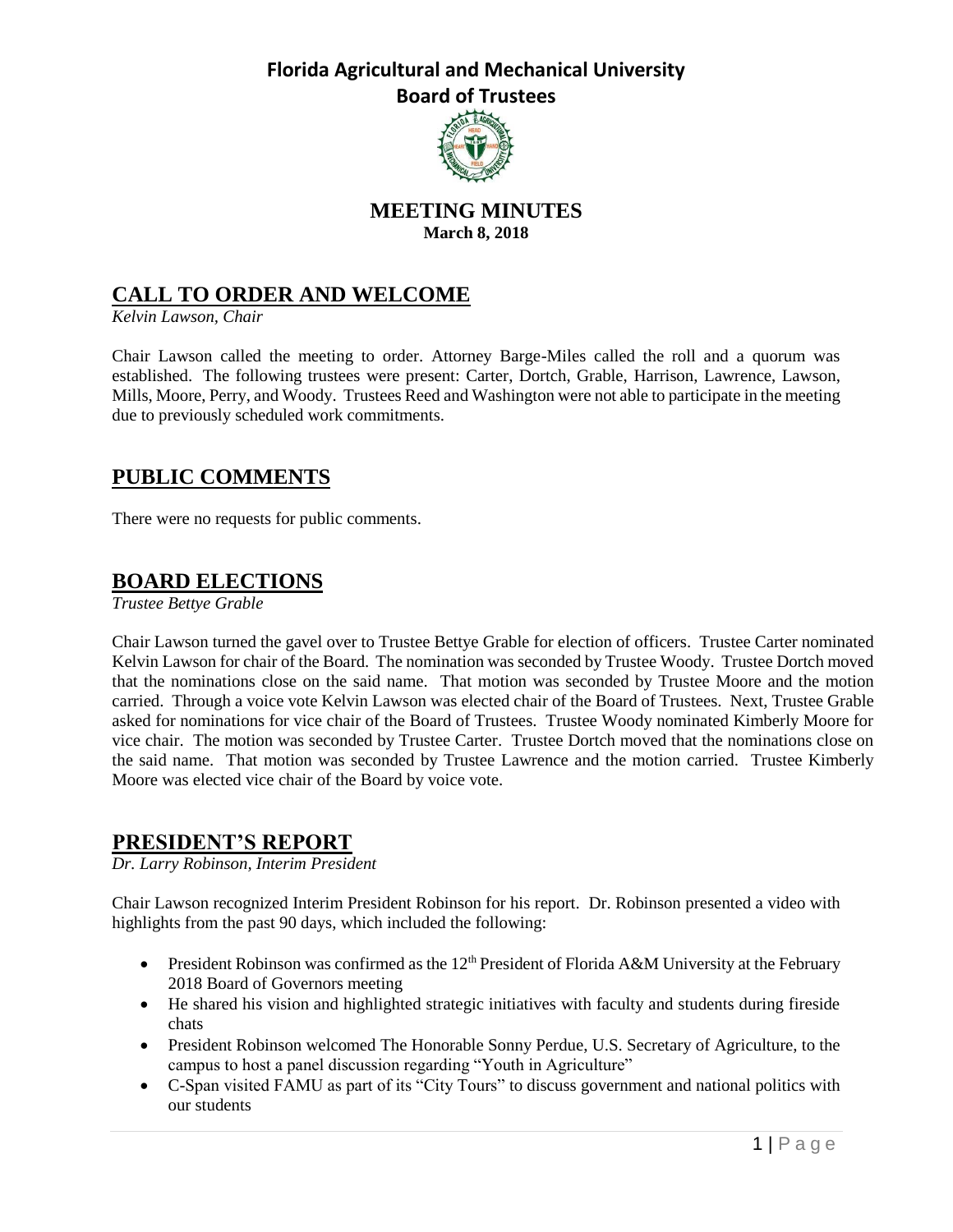# Florida Agricultural and Mechanical University

## Board of Trustees

## MEETING MINUTES

**March 8, 2018**

## CALL TO ORDER AND WELCOME

*Kelvin Lawson, Chair*

Chair Lawson called the meeting to order. Attorney Barge-Miles called the roll and a quorum was established. The following trustees were present: Carter, Dortch, Grable, Harrison, Lawrence, Lawson, Mills, Moore, Perry, and Woody. Trustees Reed and Washington were not able to participate in the meeting due to previously scheduled work commitments.

## PUBLIC COMMENTS

There were no requests for public comments.

## BOARD ELECTIONS

*Trustee Bettye Grable*

Chair Lawson turned the gavel over to Trustee Bettye Grable for election of officers. Trustee Carter nominated Kelvin Lawson for chair of the Board. The nomination was seconded by Trustee Woody. Trustee Dortch moved that the nominations close on the said name. That motion was seconded by Trustee Moore and the motion carried. Through a voice vote Kelvin Lawson was elected chair of the Board of Trustees. Next, Trustee Grable asked for nominations for vice chair of the Board of Trustees. Trustee Woody nominated Kimberly Moore for vice chair. The motion was seconded by Trustee Carter. Trustee Dortch moved that the nominations close on the said name. That motion was seconded by Trustee Lawrence and the motion carried. Trustee Kimberly Moore was elected vice chair of the Board by voice vote.

## PRESIDENT'S REPORT

*Dr. Larry Robinson, Interim President*

Chair Lawson recognized Interim President Robinson for his report. Dr. Robinson presented a video with highlights from the past 90 days, which included the following:

- President Robinson was confirmed as the 12th President of Florida A&M University at the February 2018 Board of Governors meeting
- He shared his vision and highlighted strategic initiatives with faculty and students during fireside chats
- President Robinson welcomed The Honorable Sonny Perdue, U.S. Secretary of Agriculture, to the campus to host a panel discussion regarding "Youth in Agriculture"
- C-Span visited FAMU as part of its "City Tours" to discuss government and national politics with our students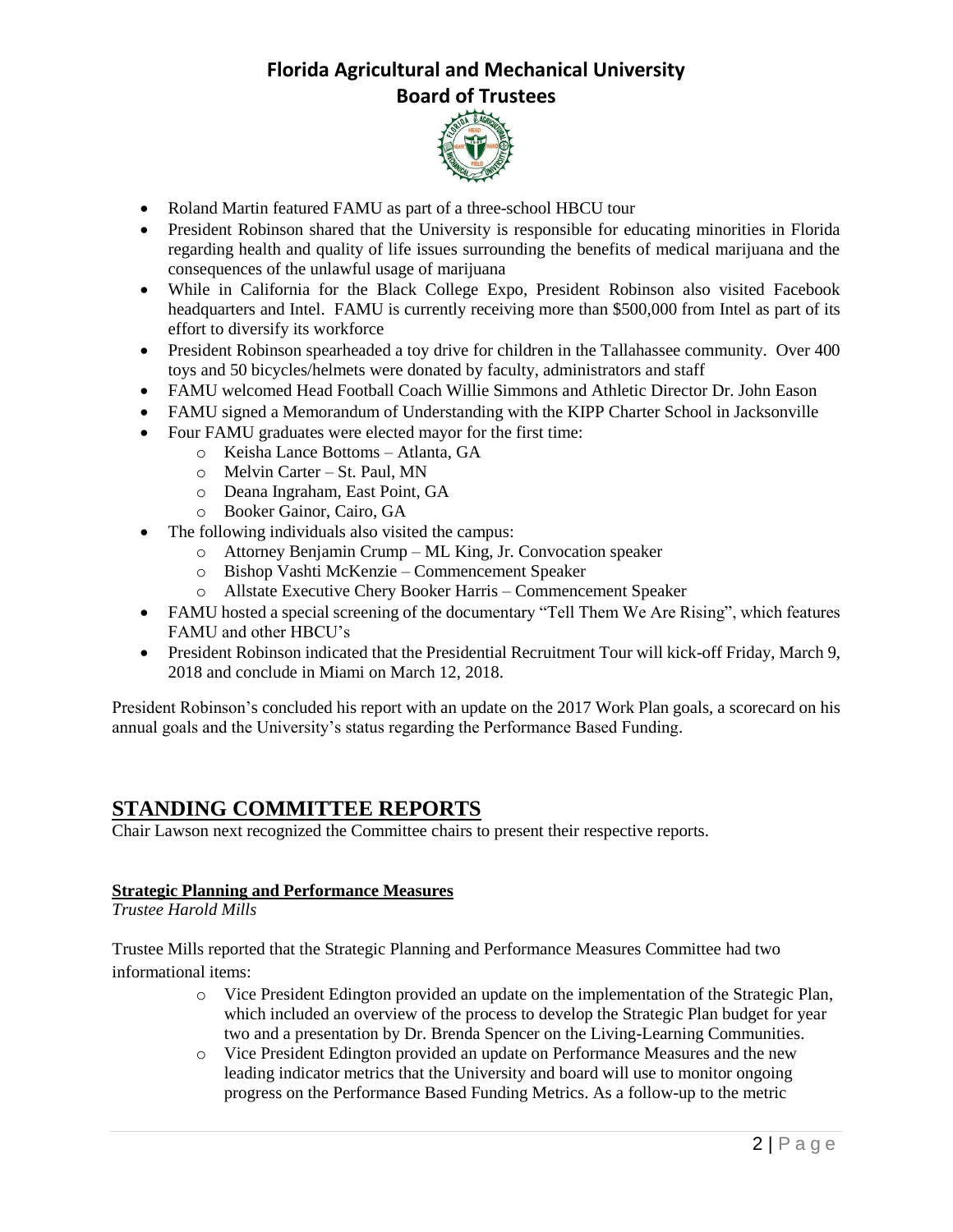- Roland Martin featured FAMU as part of a three-school HBCU tour
- President Robinson shared that the University is responsible for educating minorities in Florida regarding health and quality of life issues surrounding the benefits of medical marijuana and the consequences of the unlawful usage of marijuana
- While in California for the Black College Expo, President Robinson also visited Facebook headquarters and Intel. FAMU is currently receiving more than $500,000 from Intel as part of its effort to diversify its workforce
- President Robinson spearheaded a toy drive for children in the Tallahassee community. Over 400 toys and 50 bicycles/helmets were donated by faculty, administrators and staff
- FAMU welcomed Head Football Coach Willie Simmons and Athletic Director Dr. John Eason
- FAMU signed a Memorandum of Understanding with the KIPP Charter School in Jacksonville
- Four FAMU graduates were elected mayor for the first time:
  - Keisha Lance Bottoms – Atlanta, GA
  - Melvin Carter – St. Paul, MN
  - Deana Ingraham, East Point, GA
  - Booker Gainor, Cairo, GA
- The following individuals also visited the campus:
  - Attorney Benjamin Crump – ML King, Jr. Convocation speaker
  - Bishop Vashti McKenzie – Commencement Speaker
  - Allstate Executive Chery Booker Harris – Commencement Speaker
- FAMU hosted a special screening of the documentary "Tell Them We Are Rising", which features FAMU and other HBCU's
- President Robinson indicated that the Presidential Recruitment Tour will kick-off Friday, March 9, 2018 and conclude in Miami on March 12, 2018.

President Robinson's concluded his report with an update on the 2017 Work Plan goals, a scorecard on his annual goals and the University's status regarding the Performance Based Funding.

## STANDING COMMITTEE REPORTS

Chair Lawson next recognized the Committee chairs to present their respective reports.

**Strategic Planning and Performance Measures**

*Trustee Harold Mills*

Trustee Mills reported that the Strategic Planning and Performance Measures Committee had two informational items:

- Vice President Edington provided an update on the implementation of the Strategic Plan, which included an overview of the process to develop the Strategic Plan budget for year two and a presentation by Dr. Brenda Spencer on the Living-Learning Communities.
- Vice President Edington provided an update on Performance Measures and the new leading indicator metrics that the University and board will use to monitor ongoing progress on the Performance Based Funding Metrics. As a follow-up to the metric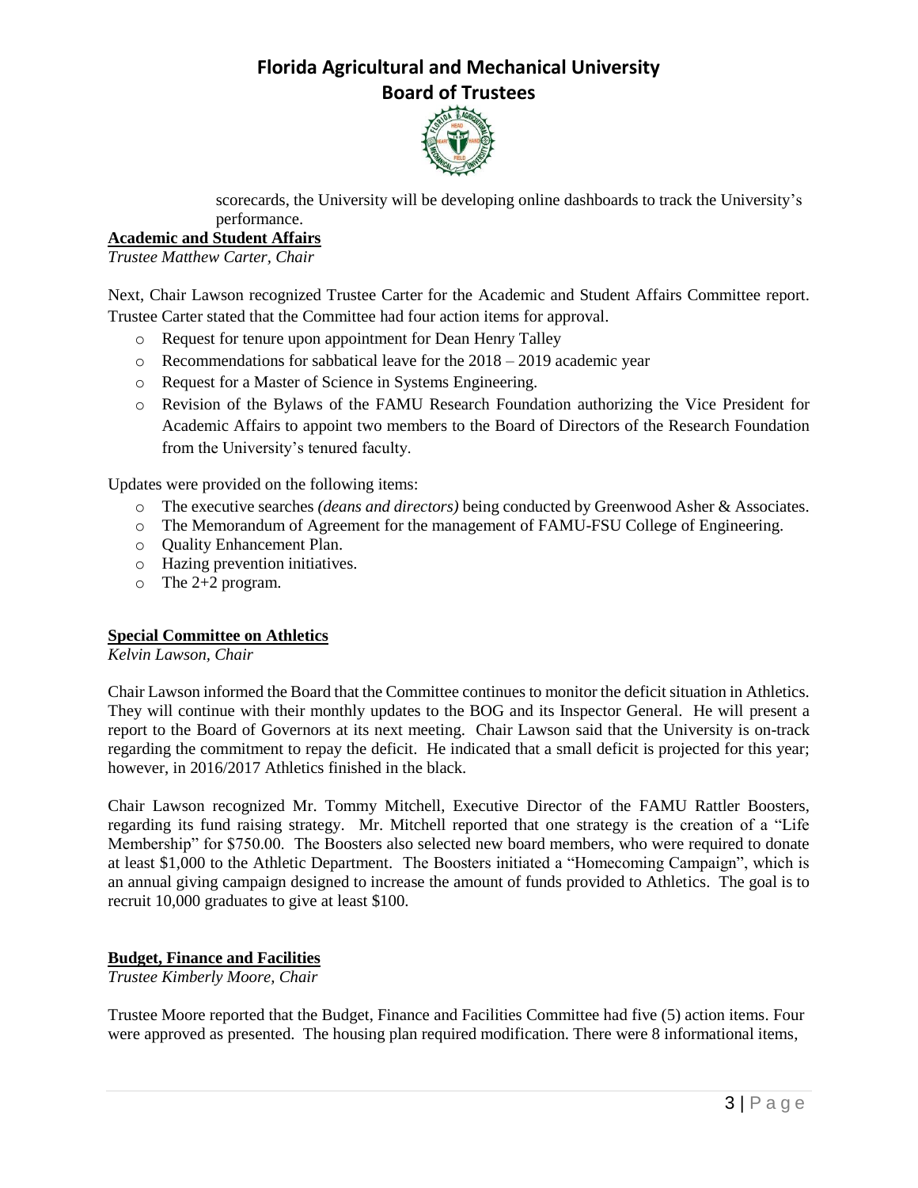scorecards, the University will be developing online dashboards to track the University's performance.

**Academic and Student Affairs**

*Trustee Matthew Carter, Chair*

Next, Chair Lawson recognized Trustee Carter for the Academic and Student Affairs Committee report. Trustee Carter stated that the Committee had four action items for approval.

- Request for tenure upon appointment for Dean Henry Talley
- Recommendations for sabbatical leave for the 2018 – 2019 academic year
- Request for a Master of Science in Systems Engineering.
- Revision of the Bylaws of the FAMU Research Foundation authorizing the Vice President for Academic Affairs to appoint two members to the Board of Directors of the Research Foundation from the University's tenured faculty.

Updates were provided on the following items:

- The executive searches *(deans and directors)* being conducted by Greenwood Asher & Associates.
- The Memorandum of Agreement for the management of FAMU-FSU College of Engineering.
- Quality Enhancement Plan.
- Hazing prevention initiatives.
- The 2+2 program.

**Special Committee on Athletics**

*Kelvin Lawson, Chair*

Chair Lawson informed the Board that the Committee continues to monitor the deficit situation in Athletics. They will continue with their monthly updates to the BOG and its Inspector General. He will present a report to the Board of Governors at its next meeting. Chair Lawson said that the University is on-track regarding the commitment to repay the deficit. He indicated that a small deficit is projected for this year; however, in 2016/2017 Athletics finished in the black.

Chair Lawson recognized Mr. Tommy Mitchell, Executive Director of the FAMU Rattler Boosters, regarding its fund raising strategy. Mr. Mitchell reported that one strategy is the creation of a "Life Membership" for $750.00. The Boosters also selected new board members, who were required to donate at least $1,000 to the Athletic Department. The Boosters initiated a "Homecoming Campaign", which is an annual giving campaign designed to increase the amount of funds provided to Athletics. The goal is to recruit 10,000 graduates to give at least $100.

**Budget, Finance and Facilities**

*Trustee Kimberly Moore, Chair*

Trustee Moore reported that the Budget, Finance and Facilities Committee had five (5) action items. Four were approved as presented. The housing plan required modification. There were 8 informational items,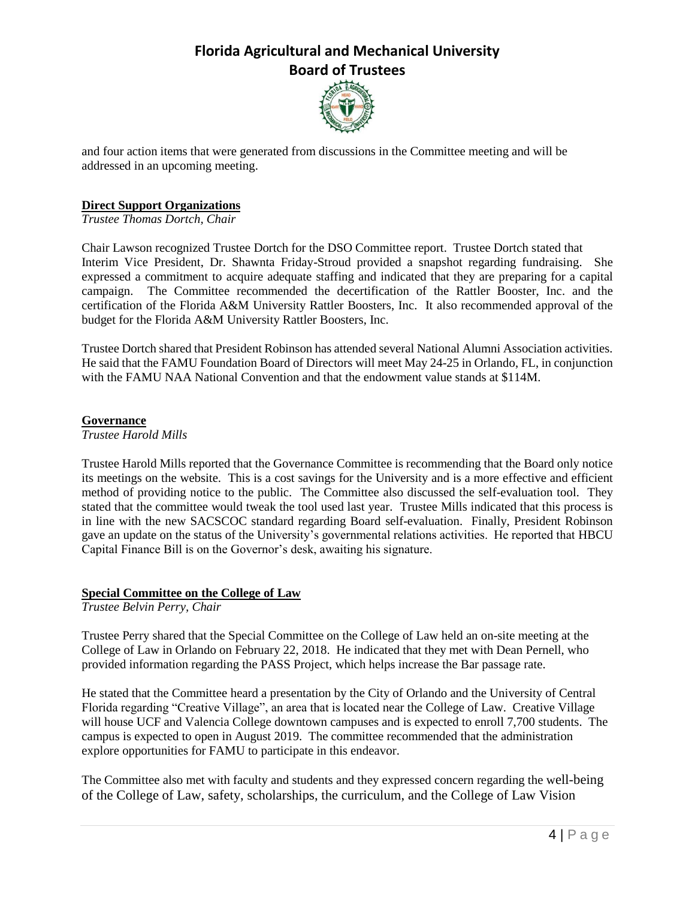and four action items that were generated from discussions in the Committee meeting and will be addressed in an upcoming meeting.

**Direct Support Organizations**

*Trustee Thomas Dortch, Chair*

Chair Lawson recognized Trustee Dortch for the DSO Committee report. Trustee Dortch stated that Interim Vice President, Dr. Shawnta Friday-Stroud provided a snapshot regarding fundraising. She expressed a commitment to acquire adequate staffing and indicated that they are preparing for a capital campaign. The Committee recommended the decertification of the Rattler Booster, Inc. and the certification of the Florida A&M University Rattler Boosters, Inc. It also recommended approval of the budget for the Florida A&M University Rattler Boosters, Inc.

Trustee Dortch shared that President Robinson has attended several National Alumni Association activities. He said that the FAMU Foundation Board of Directors will meet May 24-25 in Orlando, FL, in conjunction with the FAMU NAA National Convention and that the endowment value stands at $114M.

**Governance**

*Trustee Harold Mills*

Trustee Harold Mills reported that the Governance Committee is recommending that the Board only notice its meetings on the website. This is a cost savings for the University and is a more effective and efficient method of providing notice to the public. The Committee also discussed the self-evaluation tool. They stated that the committee would tweak the tool used last year. Trustee Mills indicated that this process is in line with the new SACSCOC standard regarding Board self-evaluation. Finally, President Robinson gave an update on the status of the University's governmental relations activities. He reported that HBCU Capital Finance Bill is on the Governor's desk, awaiting his signature.

**Special Committee on the College of Law**

*Trustee Belvin Perry, Chair*

Trustee Perry shared that the Special Committee on the College of Law held an on-site meeting at the College of Law in Orlando on February 22, 2018. He indicated that they met with Dean Pernell, who provided information regarding the PASS Project, which helps increase the Bar passage rate.

He stated that the Committee heard a presentation by the City of Orlando and the University of Central Florida regarding "Creative Village", an area that is located near the College of Law. Creative Village will house UCF and Valencia College downtown campuses and is expected to enroll 7,700 students. The campus is expected to open in August 2019. The committee recommended that the administration explore opportunities for FAMU to participate in this endeavor.

The Committee also met with faculty and students and they expressed concern regarding the well-being of the College of Law, safety, scholarships, the curriculum, and the College of Law Vision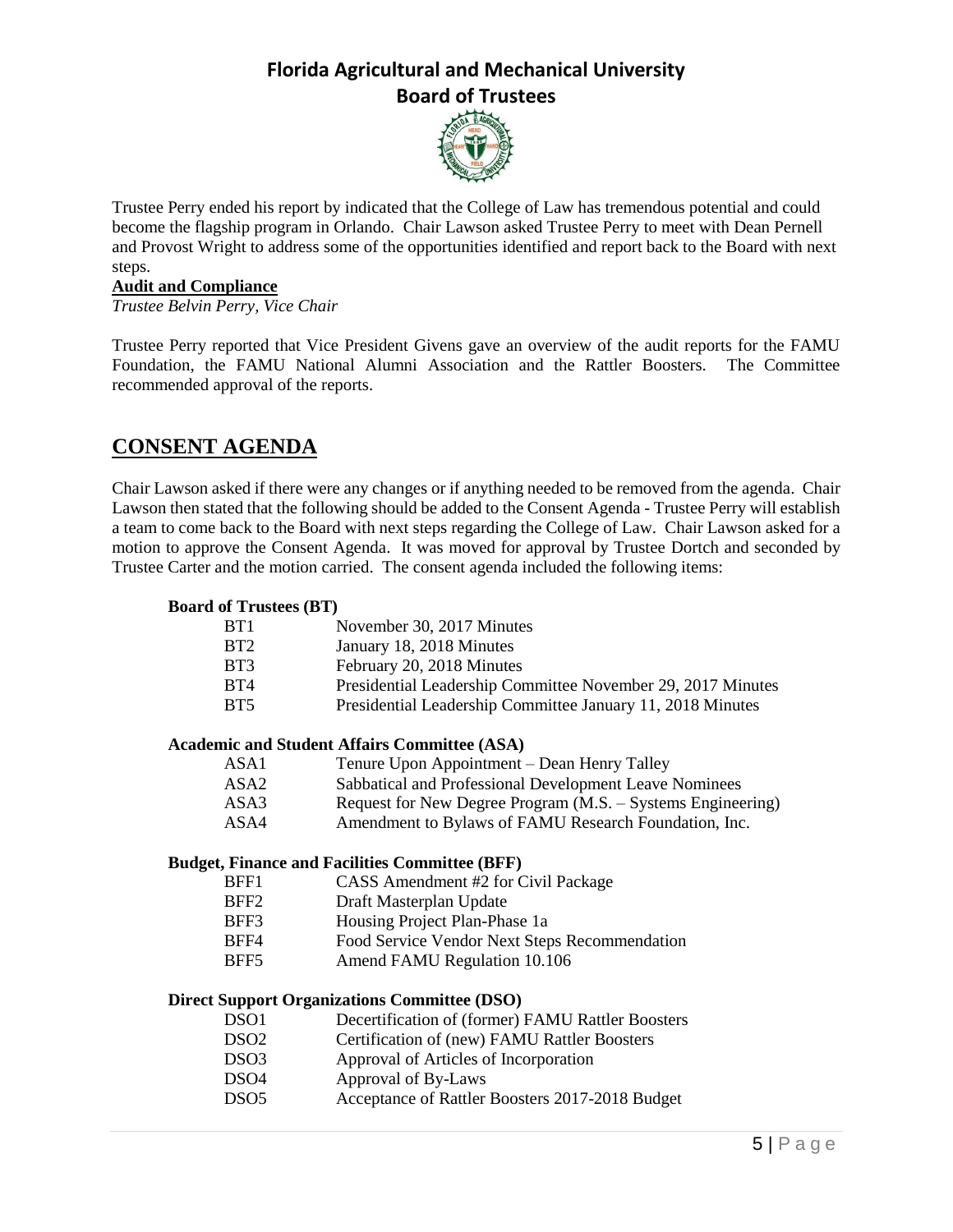Trustee Perry ended his report by indicated that the College of Law has tremendous potential and could become the flagship program in Orlando. Chair Lawson asked Trustee Perry to meet with Dean Pernell and Provost Wright to address some of the opportunities identified and report back to the Board with next steps.

**Audit and Compliance**

*Trustee Belvin Perry, Vice Chair*

Trustee Perry reported that Vice President Givens gave an overview of the audit reports for the FAMU Foundation, the FAMU National Alumni Association and the Rattler Boosters. The Committee recommended approval of the reports.

## CONSENT AGENDA

Chair Lawson asked if there were any changes or if anything needed to be removed from the agenda. Chair Lawson then stated that the following should be added to the Consent Agenda - Trustee Perry will establish a team to come back to the Board with next steps regarding the College of Law. Chair Lawson asked for a motion to approve the Consent Agenda. It was moved for approval by Trustee Dortch and seconded by Trustee Carter and the motion carried. The consent agenda included the following items:

**Board of Trustees (BT)**

| | |
|---|---|
| BT1 | November 30, 2017 Minutes |
| BT2 | January 18, 2018 Minutes |
| BT3 | February 20, 2018 Minutes |
| BT4 | Presidential Leadership Committee November 29, 2017 Minutes |
| BT5 | Presidential Leadership Committee January 11, 2018 Minutes |

**Academic and Student Affairs Committee (ASA)**

| | |
|---|---|
| ASA1 | Tenure Upon Appointment – Dean Henry Talley |
| ASA2 | Sabbatical and Professional Development Leave Nominees |
| ASA3 | Request for New Degree Program (M.S. – Systems Engineering) |
| ASA4 | Amendment to Bylaws of FAMU Research Foundation, Inc. |

**Budget, Finance and Facilities Committee (BFF)**

| | |
|---|---|
| BFF1 | CASS Amendment #2 for Civil Package |
| BFF2 | Draft Masterplan Update |
| BFF3 | Housing Project Plan-Phase 1a |
| BFF4 | Food Service Vendor Next Steps Recommendation |
| BFF5 | Amend FAMU Regulation 10.106 |

**Direct Support Organizations Committee (DSO)**

| | |
|---|---|
| DSO1 | Decertification of (former) FAMU Rattler Boosters |
| DSO2 | Certification of (new) FAMU Rattler Boosters |
| DSO3 | Approval of Articles of Incorporation |
| DSO4 | Approval of By-Laws |
| DSO5 | Acceptance of Rattler Boosters 2017-2018 Budget |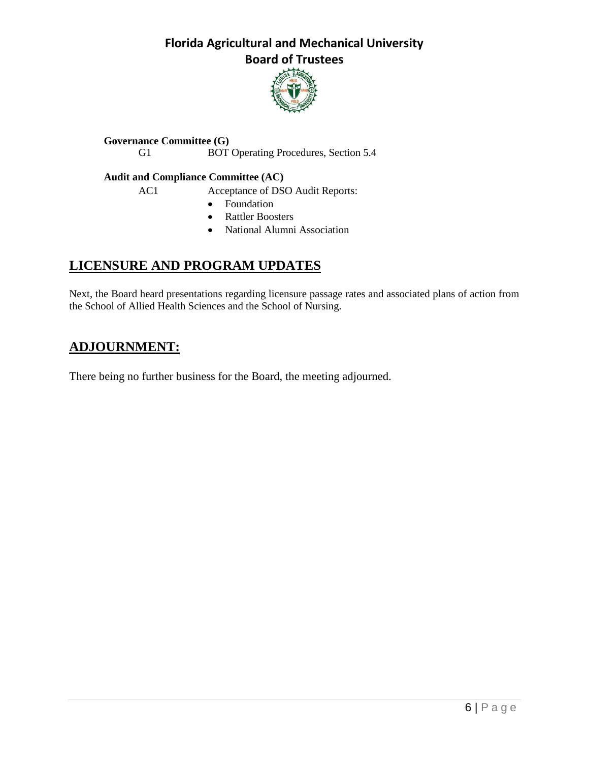**Governance Committee (G)**

G1 BOT Operating Procedures, Section 5.4

**Audit and Compliance Committee (AC)**

AC1 Acceptance of DSO Audit Reports:

- Foundation
- Rattler Boosters
- National Alumni Association

## LICENSURE AND PROGRAM UPDATES

Next, the Board heard presentations regarding licensure passage rates and associated plans of action from the School of Allied Health Sciences and the School of Nursing.

## ADJOURNMENT:

There being no further business for the Board, the meeting adjourned.